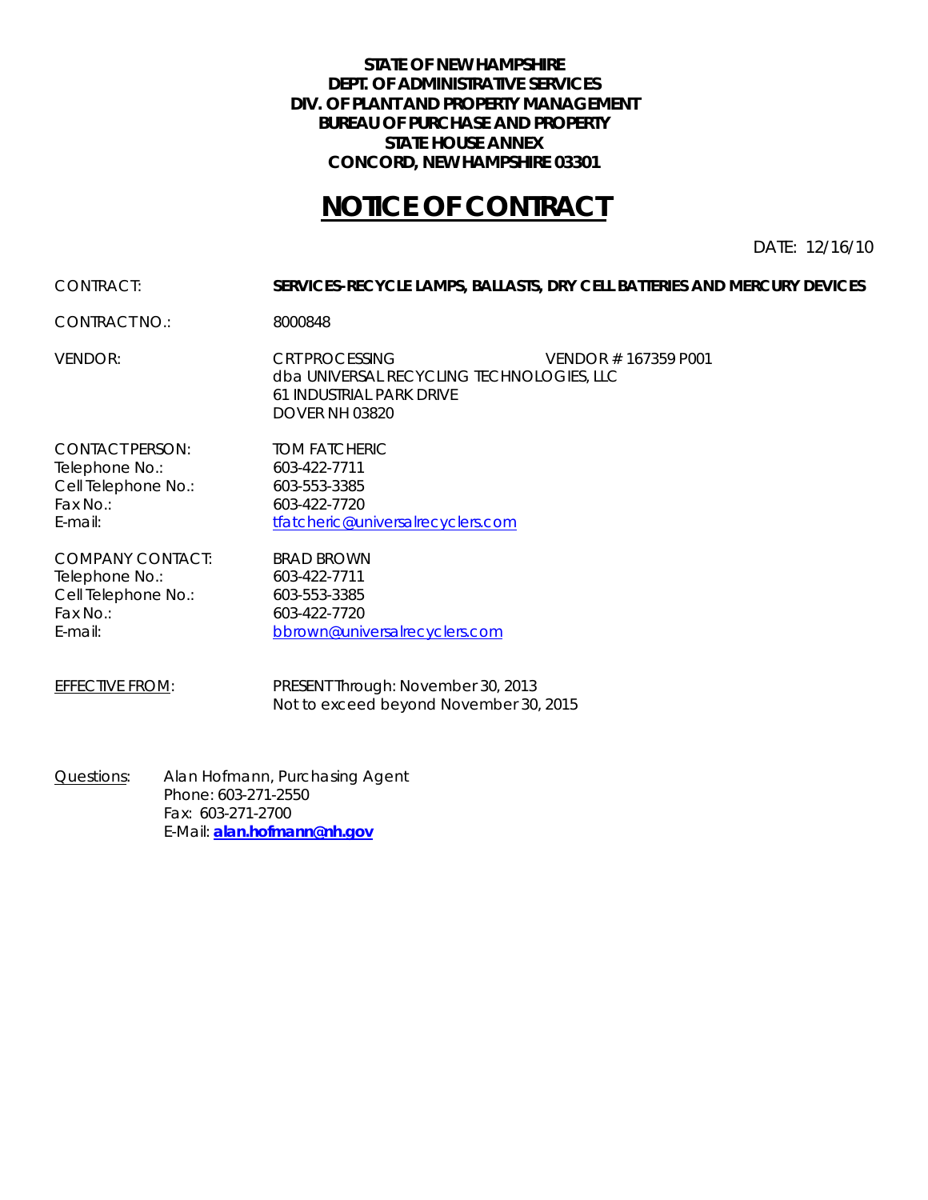**STATE OF NEW HAMPSHIRE**
**DEPT. OF ADMINISTRATIVE SERVICES**
**DIV. OF PLANT AND PROPERTY MANAGEMENT**
**BUREAU OF PURCHASE AND PROPERTY**
**STATE HOUSE ANNEX**
**CONCORD, NEW HAMPSHIRE 03301**

# NOTICE OF CONTRACT

DATE: 12/16/10

CONTRACT: **SERVICES-RECYCLE LAMPS, BALLASTS, DRY CELL BATTERIES AND MERCURY DEVICES**

CONTRACT NO.: 8000848

VENDOR: CRT PROCESSING VENDOR # 167359 P001
dba UNIVERSAL RECYCLING TECHNOLOGIES, LLC
61 INDUSTRIAL PARK DRIVE
DOVER NH 03820

CONTACT PERSON: TOM FATCHERIC
Telephone No.: 603-422-7711
Cell Telephone No.: 603-553-3385
Fax No.: 603-422-7720
E-mail: tfatcheric@universalrecyclers.com

COMPANY CONTACT: BRAD BROWN
Telephone No.: 603-422-7711
Cell Telephone No.: 603-553-3385
Fax No.: 603-422-7720
E-mail: bbrown@universalrecyclers.com

EFFECTIVE FROM: PRESENT Through: November 30, 2013
Not to exceed beyond November 30, 2015

Questions: Alan Hofmann, Purchasing Agent
Phone: 603-271-2550
Fax: 603-271-2700
E-Mail: **alan.hofmann@nh.gov**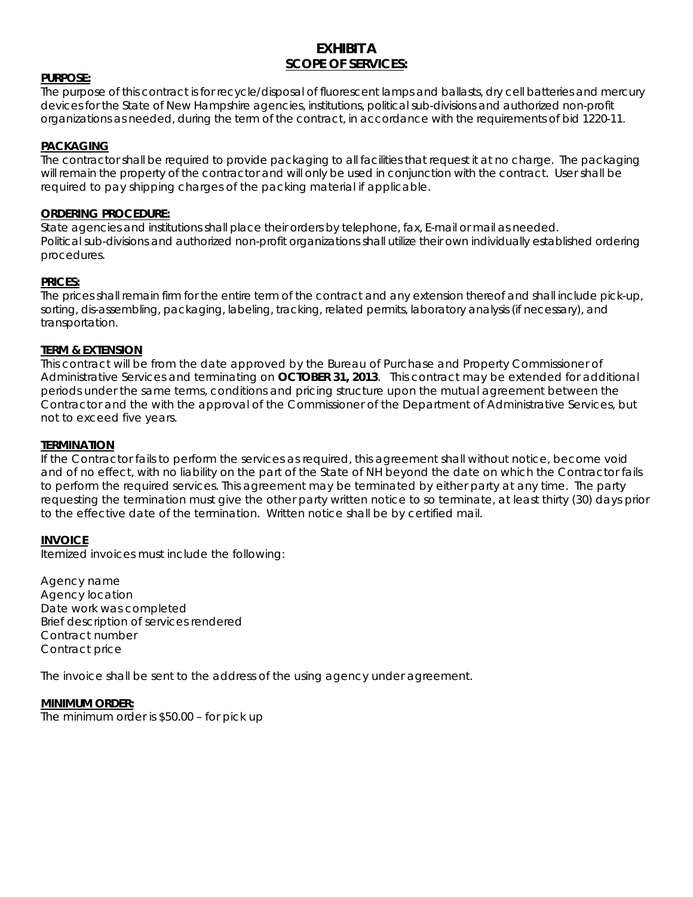# EXHIBIT A
## SCOPE OF SERVICES:

**PURPOSE:**
The purpose of this contract is for recycle/disposal of fluorescent lamps and ballasts, dry cell batteries and mercury devices for the State of New Hampshire agencies, institutions, political sub-divisions and authorized non-profit organizations as needed, during the term of the contract, in accordance with the requirements of bid 1220-11.

**PACKAGING**
The contractor shall be required to provide packaging to all facilities that request it at no charge. The packaging will remain the property of the contractor and will only be used in conjunction with the contract. User shall be required to pay shipping charges of the packing material if applicable.

**ORDERING PROCEDURE:**
State agencies and institutions shall place their orders by telephone, fax, E-mail or mail as needed.
Political sub-divisions and authorized non-profit organizations shall utilize their own individually established ordering procedures.

**PRICES:**
The prices shall remain firm for the entire term of the contract and any extension thereof and shall include pick-up, sorting, dis-assembling, packaging, labeling, tracking, related permits, laboratory analysis (if necessary), and transportation.

**TERM & EXTENSION**
This contract will be from the date approved by the Bureau of Purchase and Property Commissioner of Administrative Services and terminating on **OCTOBER 31, 2013**. This contract may be extended for additional periods under the same terms, conditions and pricing structure upon the mutual agreement between the Contractor and the with the approval of the Commissioner of the Department of Administrative Services, but not to exceed five years.

**TERMINATION**
If the Contractor fails to perform the services as required, this agreement shall without notice, become void and of no effect, with no liability on the part of the State of NH beyond the date on which the Contractor fails to perform the required services. This agreement may be terminated by either party at any time. The party requesting the termination must give the other party written notice to so terminate, at least thirty (30) days prior to the effective date of the termination. Written notice shall be by certified mail.

**INVOICE**
Itemized invoices must include the following:

Agency name
Agency location
Date work was completed
Brief description of services rendered
Contract number
Contract price

The invoice shall be sent to the address of the using agency under agreement.

**MINIMUM ORDER:**
The minimum order is $50.00 – for pick up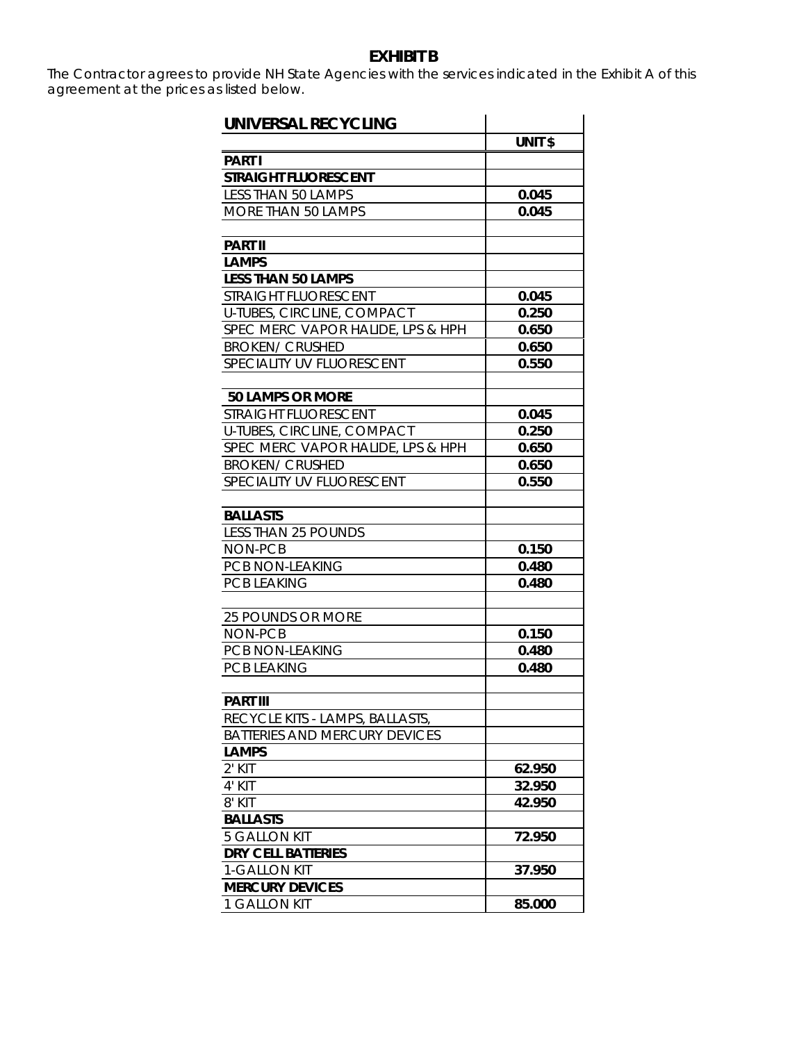## EXHIBIT B

The Contractor agrees to provide NH State Agencies with the services indicated in the Exhibit A of this agreement at the prices as listed below.

| UNIVERSAL RECYCLING | |
|---|---|
| | **UNIT $** |
| **PART I** | |
| **STRAIGHT FLUORESCENT** | |
| LESS THAN 50 LAMPS | **0.045** |
| MORE THAN 50 LAMPS | **0.045** |
| | |
| **PART II** | |
| **LAMPS** | |
| **LESS THAN 50 LAMPS** | |
| STRAIGHT FLUORESCENT | **0.045** |
| U-TUBES, CIRCLINE, COMPACT | **0.250** |
| SPEC MERC VAPOR HALIDE, LPS & HPH | **0.650** |
| BROKEN/ CRUSHED | **0.650** |
| SPECIALITY UV FLUORESCENT | **0.550** |
| | |
| **50 LAMPS OR MORE** | |
| STRAIGHT FLUORESCENT | **0.045** |
| U-TUBES, CIRCLINE, COMPACT | **0.250** |
| SPEC MERC VAPOR HALIDE, LPS & HPH | **0.650** |
| BROKEN/ CRUSHED | **0.650** |
| SPECIALITY UV FLUORESCENT | **0.550** |
| | |
| **BALLASTS** | |
| LESS THAN 25 POUNDS | |
| NON-PCB | **0.150** |
| PCB NON-LEAKING | **0.480** |
| PCB LEAKING | **0.480** |
| | |
| 25 POUNDS OR MORE | |
| NON-PCB | **0.150** |
| PCB NON-LEAKING | **0.480** |
| PCB LEAKING | **0.480** |
| | |
| **PART III** | |
| RECYCLE KITS - LAMPS, BALLASTS, | |
| BATTERIES AND MERCURY DEVICES | |
| **LAMPS** | |
| 2' KIT | **62.950** |
| 4' KIT | **32.950** |
| 8' KIT | **42.950** |
| **BALLASTS** | |
| 5 GALLON KIT | **72.950** |
| **DRY CELL BATTERIES** | |
| 1-GALLON KIT | **37.950** |
| **MERCURY DEVICES** | |
| 1 GALLON KIT | **85.000** |